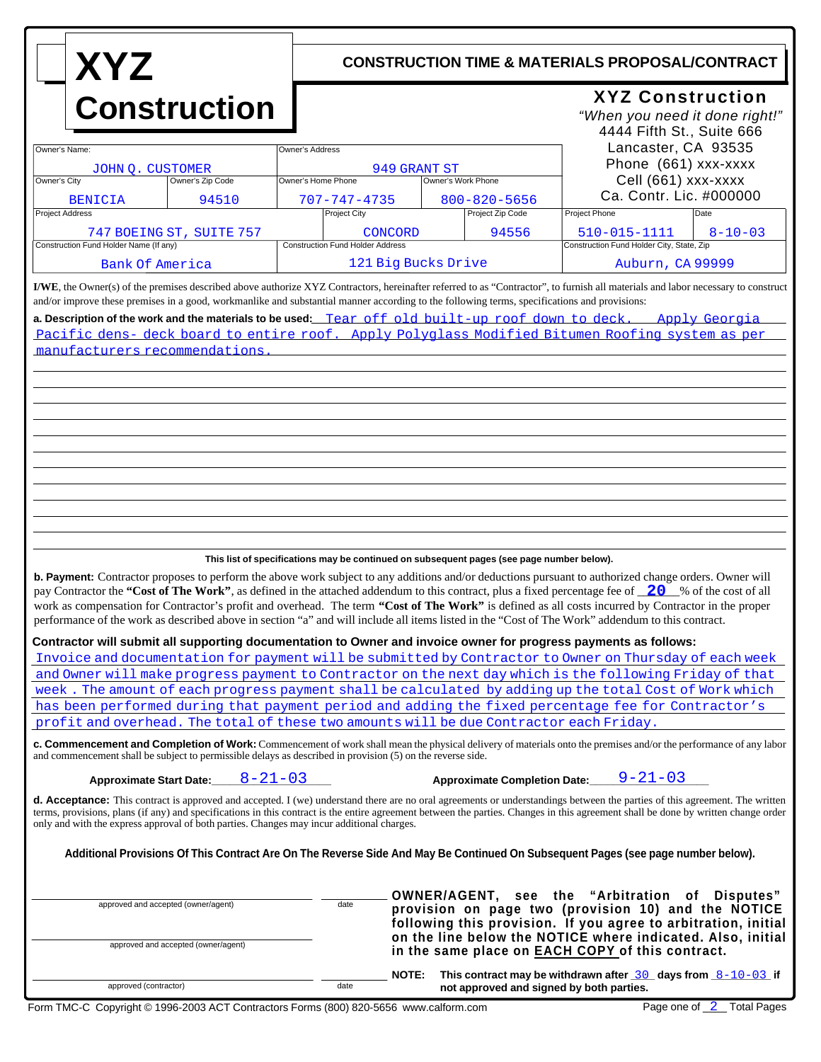# XYZ Construction

## CONSTRUCTION TIME & MATERIALS PROPOSAL/CONTRACT

**XYZ Construction**
*"When you need it done right!"*
4444 Fifth St., Suite 666
Lancaster, CA 93535
Phone (661) xxx-xxxx
Cell (661) xxx-xxxx
Ca. Contr. Lic. #000000

| Owner's Name: | | Owner's Address | |
|---|---|---|---|
| JOHN Q. CUSTOMER | | 949 GRANT ST | |
| **Owner's City** | **Owner's Zip Code** | **Owner's Home Phone** | **Owner's Work Phone** |
| BENICIA | 94510 | 707-747-4735 | 800-820-5656 |

| Project Address | Project City | Project Zip Code | Project Phone | Date |
|---|---|---|---|---|
| 747 BOEING ST, SUITE 757 | CONCORD | 94556 | 510-015-1111 | 8-10-03 |

| Construction Fund Holder Name (If any) | Construction Fund Holder Address | Construction Fund Holder City, State, Zip |
|---|---|---|
| Bank Of America | 121 Big Bucks Drive | Auburn, CA 99999 |

**I/WE**, the Owner(s) of the premises described above authorize XYZ Contractors, hereinafter referred to as "Contractor", to furnish all materials and labor necessary to construct and/or improve these premises in a good, workmanlike and substantial manner according to the following terms, specifications and provisions:

**a. Description of the work and the materials to be used:** Tear off old built-up roof down to deck. Apply Georgia Pacific dens- deck board to entire roof. Apply Polyglass Modified Bitumen Roofing system as per manufacturers recommendations.

**This list of specifications may be continued on subsequent pages (see page number below).**

**b. Payment:** Contractor proposes to perform the above work subject to any additions and/or deductions pursuant to authorized change orders. Owner will pay Contractor the **"Cost of The Work"**, as defined in the attached addendum to this contract, plus a fixed percentage fee of **20** % of the cost of all work as compensation for Contractor's profit and overhead. The term **"Cost of The Work"** is defined as all costs incurred by Contractor in the proper performance of the work as described above in section "a" and will include all items listed in the "Cost of The Work" addendum to this contract.

**Contractor will submit all supporting documentation to Owner and invoice owner for progress payments as follows:**
Invoice and documentation for payment will be submitted by Contractor to Owner on Thursday of each week and Owner will make progress payment to Contractor on the next day which is the following Friday of that week . The amount of each progress payment shall be calculated by adding up the total Cost of Work which has been performed during that payment period and adding the fixed percentage fee for Contractor's profit and overhead. The total of these two amounts will be due Contractor each Friday.

**c. Commencement and Completion of Work:** Commencement of work shall mean the physical delivery of materials onto the premises and/or the performance of any labor and commencement shall be subject to permissible delays as described in provision (5) on the reverse side.

**Approximate Start Date:** 8-21-03 **Approximate Completion Date:** 9-21-03

**d. Acceptance:** This contract is approved and accepted. I (we) understand there are no oral agreements or understandings between the parties of this agreement. The written terms, provisions, plans (if any) and specifications in this contract is the entire agreement between the parties. Changes in this agreement shall be done by written change order only and with the express approval of both parties. Changes may incur additional charges.

**Additional Provisions Of This Contract Are On The Reverse Side And May Be Continued On Subsequent Pages (see page number below).**

______________________ approved and accepted (owner/agent) ________ date

______________________ approved and accepted (owner/agent)

______________________ approved (contractor) ________ date

**OWNER/AGENT, see the "Arbitration of Disputes" provision on page two (provision 10) and the NOTICE following this provision. If you agree to arbitration, initial on the line below the NOTICE where indicated. Also, initial in the same place on EACH COPY of this contract.**

**NOTE:** **This contract may be withdrawn after** 30 **days from** 8-10-03 **if not approved and signed by both parties.**

Form TMC-C Copyright © 1996-2003 ACT Contractors Forms (800) 820-5656 www.calform.com

Page one of 2 Total Pages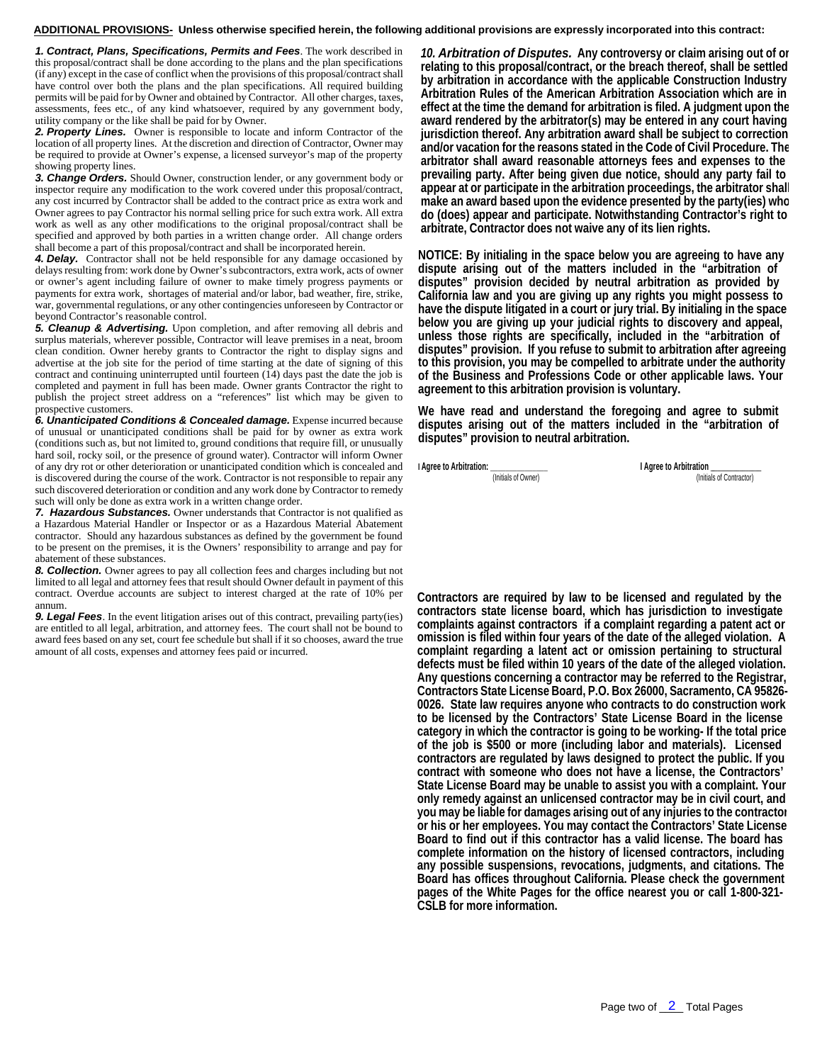**ADDITIONAL PROVISIONS- Unless otherwise specified herein, the following additional provisions are expressly incorporated into this contract:**

***1. Contract, Plans, Specifications, Permits and Fees***. The work described in this proposal/contract shall be done according to the plans and the plan specifications (if any) except in the case of conflict when the provisions of this proposal/contract shall have control over both the plans and the plan specifications. All required building permits will be paid for by Owner and obtained by Contractor. All other charges, taxes, assessments, fees etc., of any kind whatsoever, required by any government body, utility company or the like shall be paid for by Owner.

***2. Property Lines.*** Owner is responsible to locate and inform Contractor of the location of all property lines. At the discretion and direction of Contractor, Owner may be required to provide at Owner's expense, a licensed surveyor's map of the property showing property lines.

***3. Change Orders.*** Should Owner, construction lender, or any government body or inspector require any modification to the work covered under this proposal/contract, any cost incurred by Contractor shall be added to the contract price as extra work and Owner agrees to pay Contractor his normal selling price for such extra work. All extra work as well as any other modifications to the original proposal/contract shall be specified and approved by both parties in a written change order. All change orders shall become a part of this proposal/contract and shall be incorporated herein.

***4. Delay.*** Contractor shall not be held responsible for any damage occasioned by delays resulting from: work done by Owner's subcontractors, extra work, acts of owner or owner's agent including failure of owner to make timely progress payments or payments for extra work, shortages of material and/or labor, bad weather, fire, strike, war, governmental regulations, or any other contingencies unforeseen by Contractor or beyond Contractor's reasonable control.

***5. Cleanup & Advertising.*** Upon completion, and after removing all debris and surplus materials, wherever possible, Contractor will leave premises in a neat, broom clean condition. Owner hereby grants to Contractor the right to display signs and advertise at the job site for the period of time starting at the date of signing of this contract and continuing uninterrupted until fourteen (14) days past the date the job is completed and payment in full has been made. Owner grants Contractor the right to publish the project street address on a "references" list which may be given to prospective customers.

***6. Unanticipated Conditions & Concealed damage.*** Expense incurred because of unusual or unanticipated conditions shall be paid for by owner as extra work (conditions such as, but not limited to, ground conditions that require fill, or unusually hard soil, rocky soil, or the presence of ground water). Contractor will inform Owner of any dry rot or other deterioration or unanticipated condition which is concealed and is discovered during the course of the work. Contractor is not responsible to repair any such discovered deterioration or condition and any work done by Contractor to remedy such will only be done as extra work in a written change order.

***7. Hazardous Substances.*** Owner understands that Contractor is not qualified as a Hazardous Material Handler or Inspector or as a Hazardous Material Abatement contractor. Should any hazardous substances as defined by the government be found to be present on the premises, it is the Owners' responsibility to arrange and pay for abatement of these substances.

***8. Collection.*** Owner agrees to pay all collection fees and charges including but not limited to all legal and attorney fees that result should Owner default in payment of this contract. Overdue accounts are subject to interest charged at the rate of 10% per annum.

***9. Legal Fees***. In the event litigation arises out of this contract, prevailing party(ies) are entitled to all legal, arbitration, and attorney fees. The court shall not be bound to award fees based on any set, court fee schedule but shall if it so chooses, award the true amount of all costs, expenses and attorney fees paid or incurred.

***10. Arbitration of Disputes.*** **Any controversy or claim arising out of or relating to this proposal/contract, or the breach thereof, shall be settled by arbitration in accordance with the applicable Construction Industry Arbitration Rules of the American Arbitration Association which are in effect at the time the demand for arbitration is filed. A judgment upon the award rendered by the arbitrator(s) may be entered in any court having jurisdiction thereof. Any arbitration award shall be subject to correction and/or vacation for the reasons stated in the Code of Civil Procedure. The arbitrator shall award reasonable attorneys fees and expenses to the prevailing party. After being given due notice, should any party fail to appear at or participate in the arbitration proceedings, the arbitrator shall make an award based upon the evidence presented by the party(ies) who do (does) appear and participate. Notwithstanding Contractor's right to arbitrate, Contractor does not waive any of its lien rights.**

**NOTICE: By initialing in the space below you are agreeing to have any dispute arising out of the matters included in the "arbitration of disputes" provision decided by neutral arbitration as provided by California law and you are giving up any rights you might possess to have the dispute litigated in a court or jury trial. By initialing in the space below you are giving up your judicial rights to discovery and appeal, unless those rights are specifically, included in the "arbitration of disputes" provision. If you refuse to submit to arbitration after agreeing to this provision, you may be compelled to arbitrate under the authority of the Business and Professions Code or other applicable laws. Your agreement to this arbitration provision is voluntary.**

**We have read and understand the foregoing and agree to submit disputes arising out of the matters included in the "arbitration of disputes" provision to neutral arbitration.**

**I Agree to Arbitration:** ____________ (Initials of Owner)  **I Agree to Arbitration** ____________ (Initials of Contractor)

**Contractors are required by law to be licensed and regulated by the contractors state license board, which has jurisdiction to investigate complaints against contractors if a complaint regarding a patent act or omission is filed within four years of the date of the alleged violation. A complaint regarding a latent act or omission pertaining to structural defects must be filed within 10 years of the date of the alleged violation. Any questions concerning a contractor may be referred to the Registrar, Contractors State License Board, P.O. Box 26000, Sacramento, CA 95826-0026. State law requires anyone who contracts to do construction work to be licensed by the Contractors' State License Board in the license category in which the contractor is going to be working- If the total price of the job is $500 or more (including labor and materials). Licensed contractors are regulated by laws designed to protect the public. If you contract with someone who does not have a license, the Contractors' State License Board may be unable to assist you with a complaint. Your only remedy against an unlicensed contractor may be in civil court, and you may be liable for damages arising out of any injuries to the contractor or his or her employees. You may contact the Contractors' State License Board to find out if this contractor has a valid license. The board has complete information on the history of licensed contractors, including any possible suspensions, revocations, judgments, and citations. The Board has offices throughout California. Please check the government pages of the White Pages for the office nearest you or call 1-800-321-CSLB for more information.**